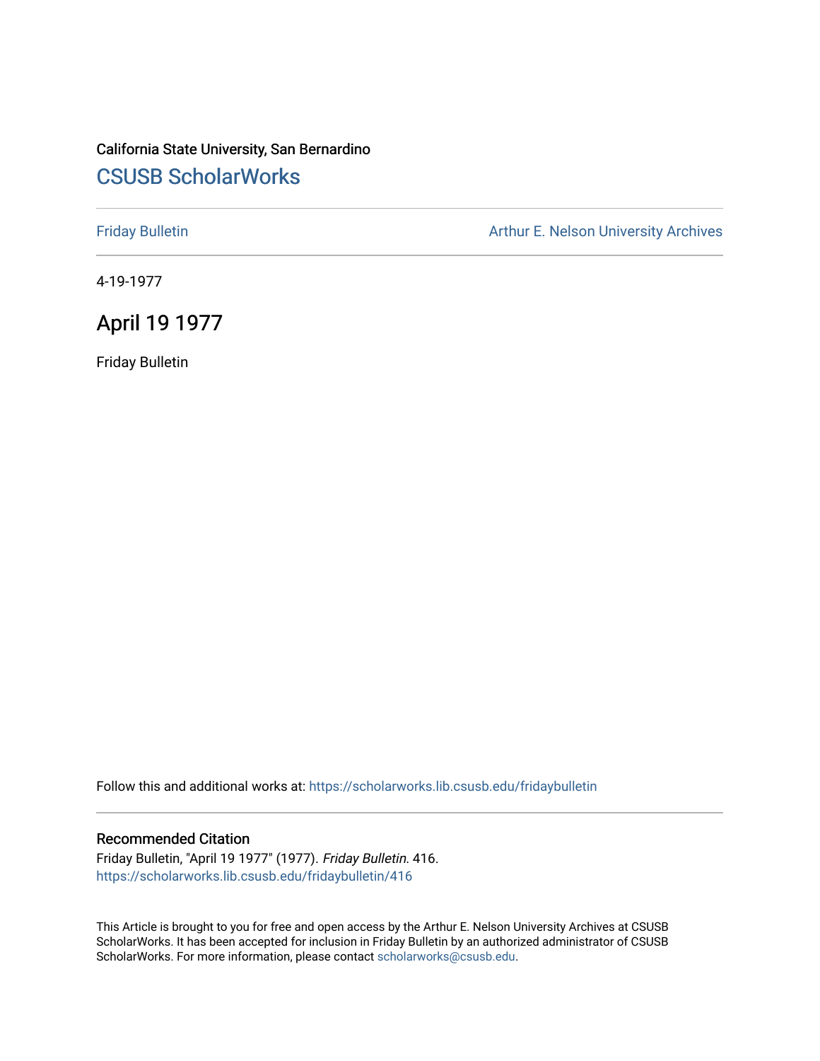California State University, San Bernardino

## CSUSB ScholarWorks

Friday Bulletin

Arthur E. Nelson University Archives

4-19-1977

# April 19 1977

Friday Bulletin

Follow this and additional works at: https://scholarworks.lib.csusb.edu/fridaybulletin

### Recommended Citation

Friday Bulletin, "April 19 1977" (1977). *Friday Bulletin*. 416.
https://scholarworks.lib.csusb.edu/fridaybulletin/416

This Article is brought to you for free and open access by the Arthur E. Nelson University Archives at CSUSB ScholarWorks. It has been accepted for inclusion in Friday Bulletin by an authorized administrator of CSUSB ScholarWorks. For more information, please contact scholarworks@csusb.edu.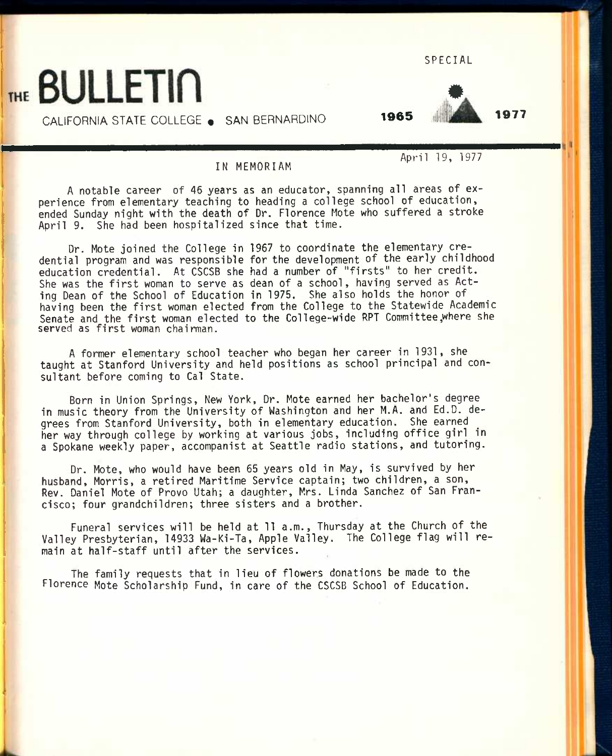SPECIAL

# THE BULLETIN

CALIFORNIA STATE COLLEGE • SAN BERNARDINO

**1965** **1977**

April 19, 1977

## IN MEMORIAM

A notable career of 46 years as an educator, spanning all areas of experience from elementary teaching to heading a college school of education, ended Sunday night with the death of Dr. Florence Mote who suffered a stroke April 9. She had been hospitalized since that time.

Dr. Mote joined the College in 1967 to coordinate the elementary credential program and was responsible for the development of the early childhood education credential. At CSCSB she had a number of "firsts" to her credit. She was the first woman to serve as dean of a school, having served as Acting Dean of the School of Education in 1975. She also holds the honor of having been the first woman elected from the College to the Statewide Academic Senate and the first woman elected to the College-wide RPT Committee, where she served as first woman chairman.

A former elementary school teacher who began her career in 1931, she taught at Stanford University and held positions as school principal and consultant before coming to Cal State.

Born in Union Springs, New York, Dr. Mote earned her bachelor's degree in music theory from the University of Washington and her M.A. and Ed.D. degrees from Stanford University, both in elementary education. She earned her way through college by working at various jobs, including office girl in a Spokane weekly paper, accompanist at Seattle radio stations, and tutoring.

Dr. Mote, who would have been 65 years old in May, is survived by her husband, Morris, a retired Maritime Service captain; two children, a son, Rev. Daniel Mote of Provo Utah; a daughter, Mrs. Linda Sanchez of San Francisco; four grandchildren; three sisters and a brother.

Funeral services will be held at 11 a.m., Thursday at the Church of the Valley Presbyterian, 14933 Wa-Ki-Ta, Apple Valley. The College flag will remain at half-staff until after the services.

The family requests that in lieu of flowers donations be made to the Florence Mote Scholarship Fund, in care of the CSCSB School of Education.